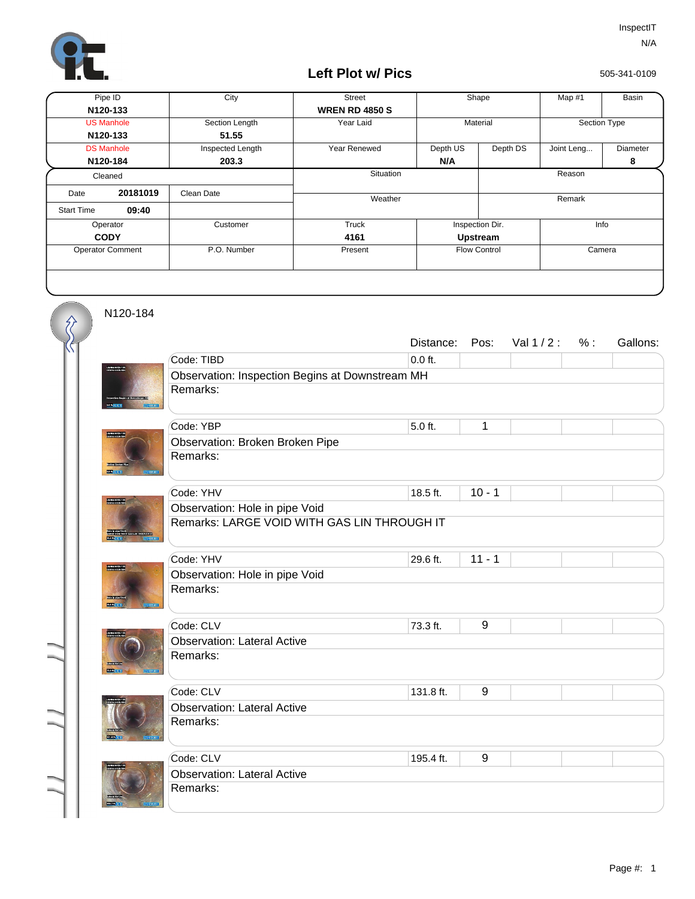InspectIT
N/A

# Left Plot w/ Pics

505-341-0109

| Pipe ID | City | Street | Shape | | Map #1 | Basin |
|---|---|---|---|---|---|---|
| **N120-133** | | **WREN RD 4850 S** | | | | |
| US Manhole | Section Length | Year Laid | Material | | Section Type | |
| **N120-133** | **51.55** | | | | | |
| DS Manhole | Inspected Length | Year Renewed | Depth US | Depth DS | Joint Leng... | Diameter |
| **N120-184** | **203.3** | | **N/A** | | | **8** |

| Cleaned | | Situation | Reason |
|---|---|---|---|
| Date **20181019** | Clean Date | Weather | Remark |
| Start Time **09:40** | | | |

| Operator | Customer | Truck | Inspection Dir. | Info |
|---|---|---|---|---|
| **CODY** | | **4161** | **Upstream** | |
| Operator Comment | P.O. Number | Present | Flow Control | Camera |

N120-184

| Code | Distance: | Pos: | Val 1 / 2 : | % : | Gallons: |
|---|---|---|---|---|---|
| Code: TIBD | 0.0 ft. | | | | |
| Observation: Inspection Begins at Downstream MH | | | | | |
| Remarks: | | | | | |
| Code: YBP | 5.0 ft. | 1 | | | |
| Observation: Broken Broken Pipe | | | | | |
| Remarks: | | | | | |
| Code: YHV | 18.5 ft. | 10 - 1 | | | |
| Observation: Hole in pipe Void | | | | | |
| Remarks: LARGE VOID WITH GAS LIN THROUGH IT | | | | | |
| Code: YHV | 29.6 ft. | 11 - 1 | | | |
| Observation: Hole in pipe Void | | | | | |
| Remarks: | | | | | |
| Code: CLV | 73.3 ft. | 9 | | | |
| Observation: Lateral Active | | | | | |
| Remarks: | | | | | |
| Code: CLV | 131.8 ft. | 9 | | | |
| Observation: Lateral Active | | | | | |
| Remarks: | | | | | |
| Code: CLV | 195.4 ft. | 9 | | | |
| Observation: Lateral Active | | | | | |
| Remarks: | | | | | |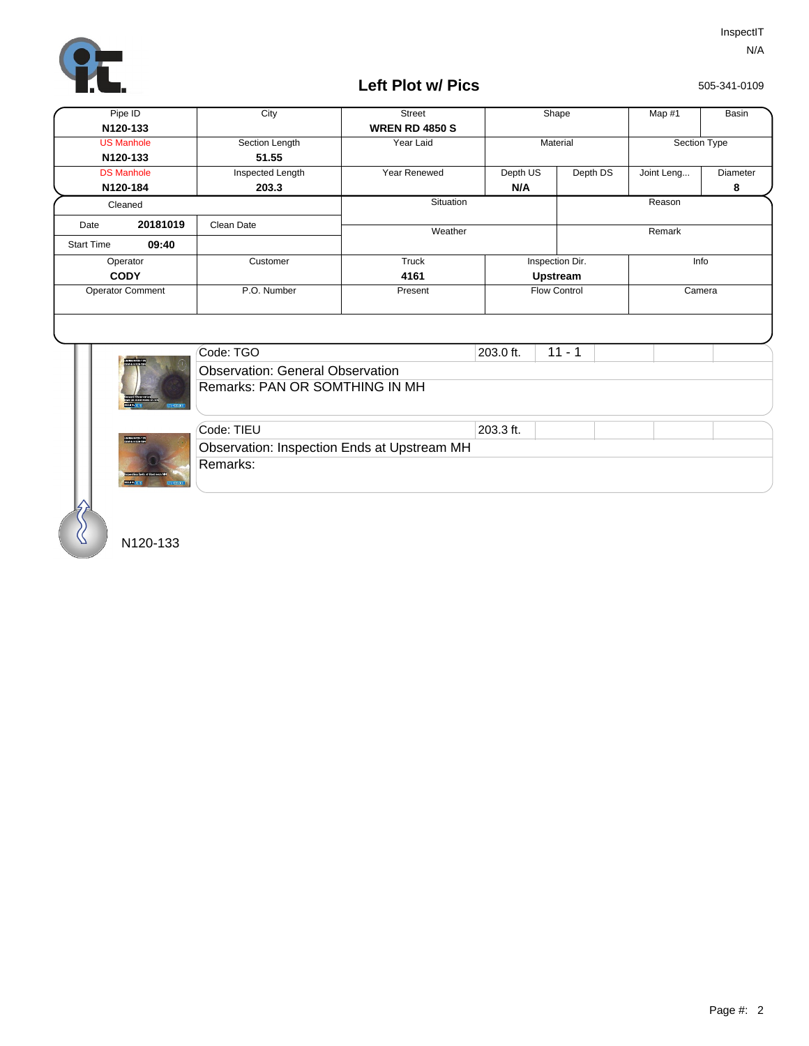InspectIT
N/A

## Left Plot w/ Pics

505-341-0109

| Pipe ID | City | Street | Shape | | Map #1 | Basin |
|---|---|---|---|---|---|---|
| **N120-133** | | **WREN RD 4850 S** | | | | |
| US Manhole | Section Length | Year Laid | Material | | Section Type | |
| **N120-133** | **51.55** | | | | | |
| DS Manhole | Inspected Length | Year Renewed | Depth US | Depth DS | Joint Leng... | Diameter |
| **N120-184** | **203.3** | | **N/A** | | | **8** |

| Cleaned | | Situation | Reason |
|---|---|---|---|
| Date **20181019** | Clean Date | Weather | Remark |
| Start Time **09:40** | | | |

| Operator | Customer | Truck | Inspection Dir. | Info |
|---|---|---|---|---|
| **CODY** | | **4161** | **Upstream** | |
| Operator Comment | P.O. Number | Present | Flow Control | Camera |

| Code | Distance | Clock |
|---|---|---|
| Code: TGO | 203.0 ft. | 11 - 1 |

Observation: General Observation
Remarks: PAN OR SOMTHING IN MH

| Code | Distance |
|---|---|
| Code: TIEU | 203.3 ft. |

Observation: Inspection Ends at Upstream MH
Remarks:

N120-133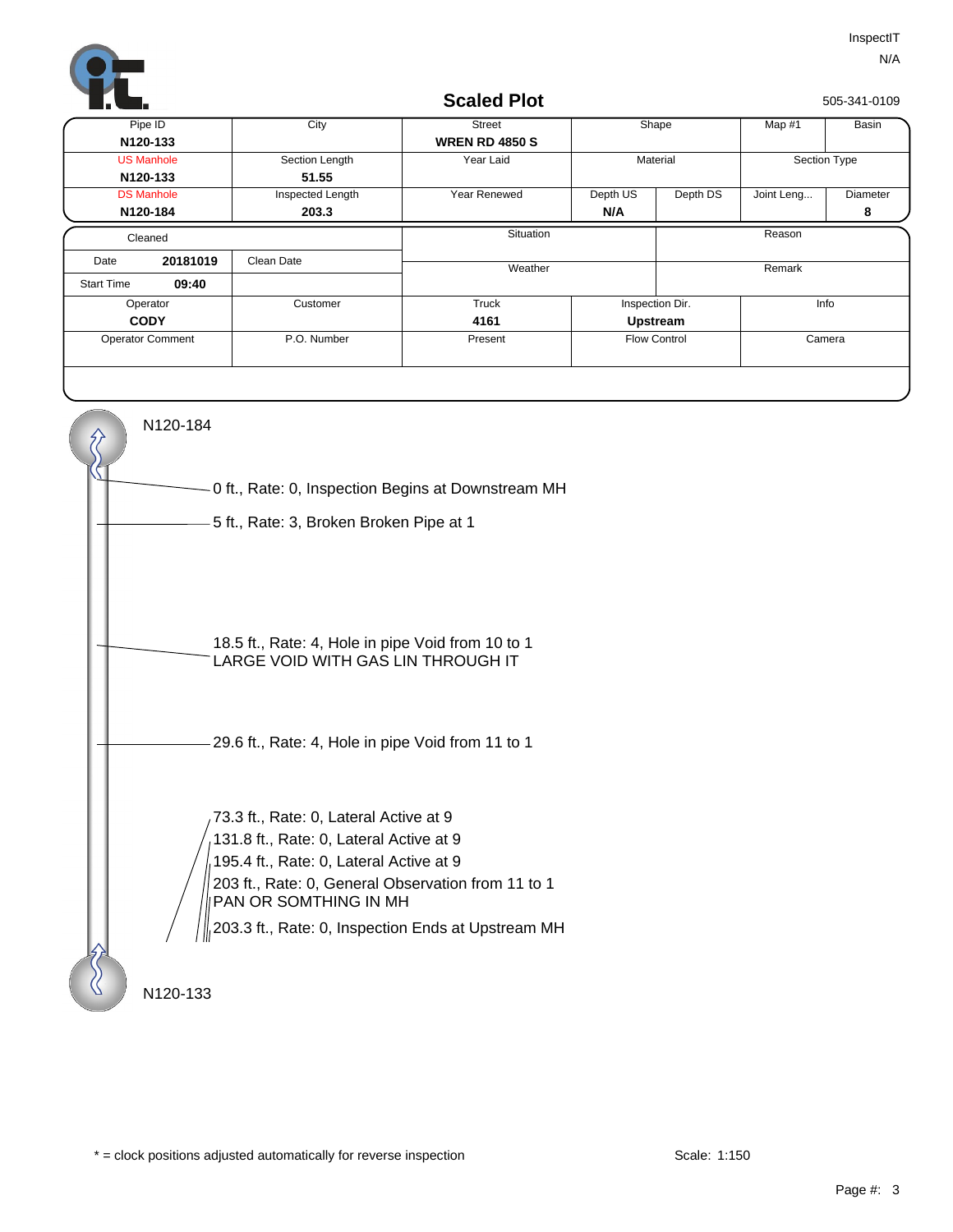InspectIT
N/A

# Scaled Plot

505-341-0109

| Pipe ID | City | Street | Shape | | Map #1 | Basin |
|---|---|---|---|---|---|---|
| **N120-133** | | **WREN RD 4850 S** | | | | |
| US Manhole | Section Length | Year Laid | Material | | Section Type | |
| **N120-133** | **51.55** | | | | | |
| DS Manhole | Inspected Length | Year Renewed | Depth US | Depth DS | Joint Leng... | Diameter |
| **N120-184** | **203.3** | | **N/A** | | | **8** |

| Cleaned | | Situation | Reason |
|---|---|---|---|
| Date **20181019** | Clean Date | Weather | Remark |
| Start Time **09:40** | | | |
| Operator | Customer | Truck | Inspection Dir. | Info |
| **CODY** | | **4161** | **Upstream** | |
| Operator Comment | P.O. Number | Present | Flow Control | Camera |

N120-184

0 ft., Rate: 0, Inspection Begins at Downstream MH

5 ft., Rate: 3, Broken Broken Pipe at 1

18.5 ft., Rate: 4, Hole in pipe Void from 10 to 1
LARGE VOID WITH GAS LIN THROUGH IT

29.6 ft., Rate: 4, Hole in pipe Void from 11 to 1

73.3 ft., Rate: 0, Lateral Active at 9
131.8 ft., Rate: 0, Lateral Active at 9
195.4 ft., Rate: 0, Lateral Active at 9
203 ft., Rate: 0, General Observation from 11 to 1
PAN OR SOMTHING IN MH
203.3 ft., Rate: 0, Inspection Ends at Upstream MH

N120-133

* = clock positions adjusted automatically for reverse inspection

Scale: 1:150